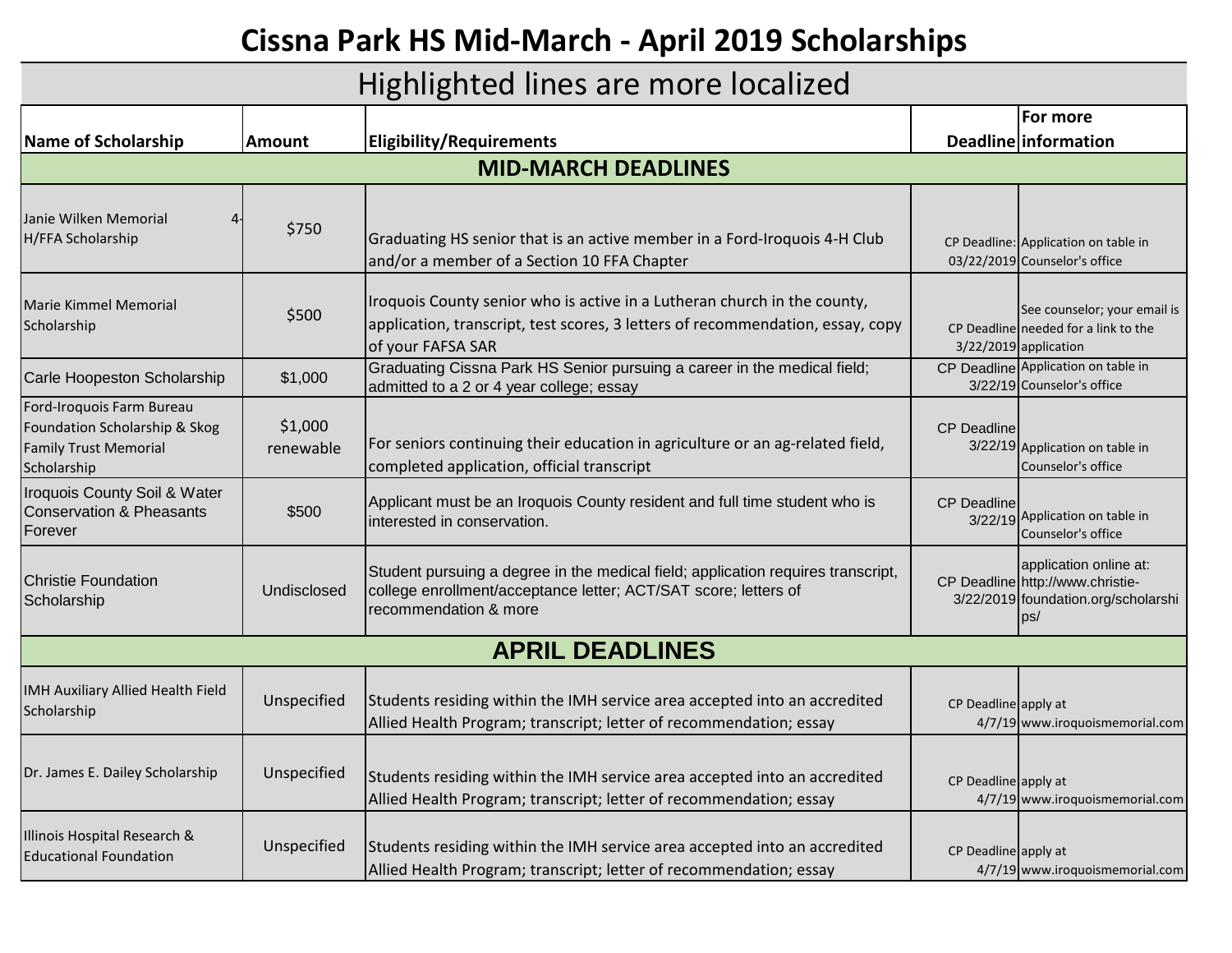# Cissna Park HS Mid-March - April 2019 Scholarships

## Highlighted lines are more localized

| Name of Scholarship | Amount | Eligibility/Requirements | Deadline | For more information |
|---|---|---|---|---|
| **MID-MARCH DEADLINES** | | | | |
| Janie Wilken Memorial 4-H/FFA Scholarship | $750 | Graduating HS senior that is an active member in a Ford-Iroquois 4-H Club and/or a member of a Section 10 FFA Chapter | CP Deadline: 03/22/2019 | Application on table in Counselor's office |
| Marie Kimmel Memorial Scholarship | $500 | Iroquois County senior who is active in a Lutheran church in the county, application, transcript, test scores, 3 letters of recommendation, essay, copy of your FAFSA SAR | CP Deadline 3/22/2019 | See counselor; your email is needed for a link to the application |
| Carle Hoopeston Scholarship | $1,000 | Graduating Cissna Park HS Senior pursuing a career in the medical field; admitted to a 2 or 4 year college; essay | CP Deadline 3/22/19 | Application on table in Counselor's office |
| Ford-Iroquois Farm Bureau Foundation Scholarship & Skog Family Trust Memorial Scholarship | $1,000 renewable | For seniors continuing their education in agriculture or an ag-related field, completed application, official transcript | CP Deadline 3/22/19 | Application on table in Counselor's office |
| Iroquois County Soil & Water Conservation & Pheasants Forever | $500 | Applicant must be an Iroquois County resident and full time student who is interested in conservation. | CP Deadline 3/22/19 | Application on table in Counselor's office |
| Christie Foundation Scholarship | Undisclosed | Student pursuing a degree in the medical field; application requires transcript, college enrollment/acceptance letter; ACT/SAT score; letters of recommendation & more | CP Deadline 3/22/2019 | application online at: http://www.christie-foundation.org/scholarships/ |
| **APRIL DEADLINES** | | | | |
| IMH Auxiliary Allied Health Field Scholarship | Unspecified | Students residing within the IMH service area accepted into an accredited Allied Health Program; transcript; letter of recommendation; essay | CP Deadline 4/7/19 | apply at www.iroquoismemorial.com |
| Dr. James E. Dailey Scholarship | Unspecified | Students residing within the IMH service area accepted into an accredited Allied Health Program; transcript; letter of recommendation; essay | CP Deadline 4/7/19 | apply at www.iroquoismemorial.com |
| Illinois Hospital Research & Educational Foundation | Unspecified | Students residing within the IMH service area accepted into an accredited Allied Health Program; transcript; letter of recommendation; essay | CP Deadline 4/7/19 | apply at www.iroquoismemorial.com |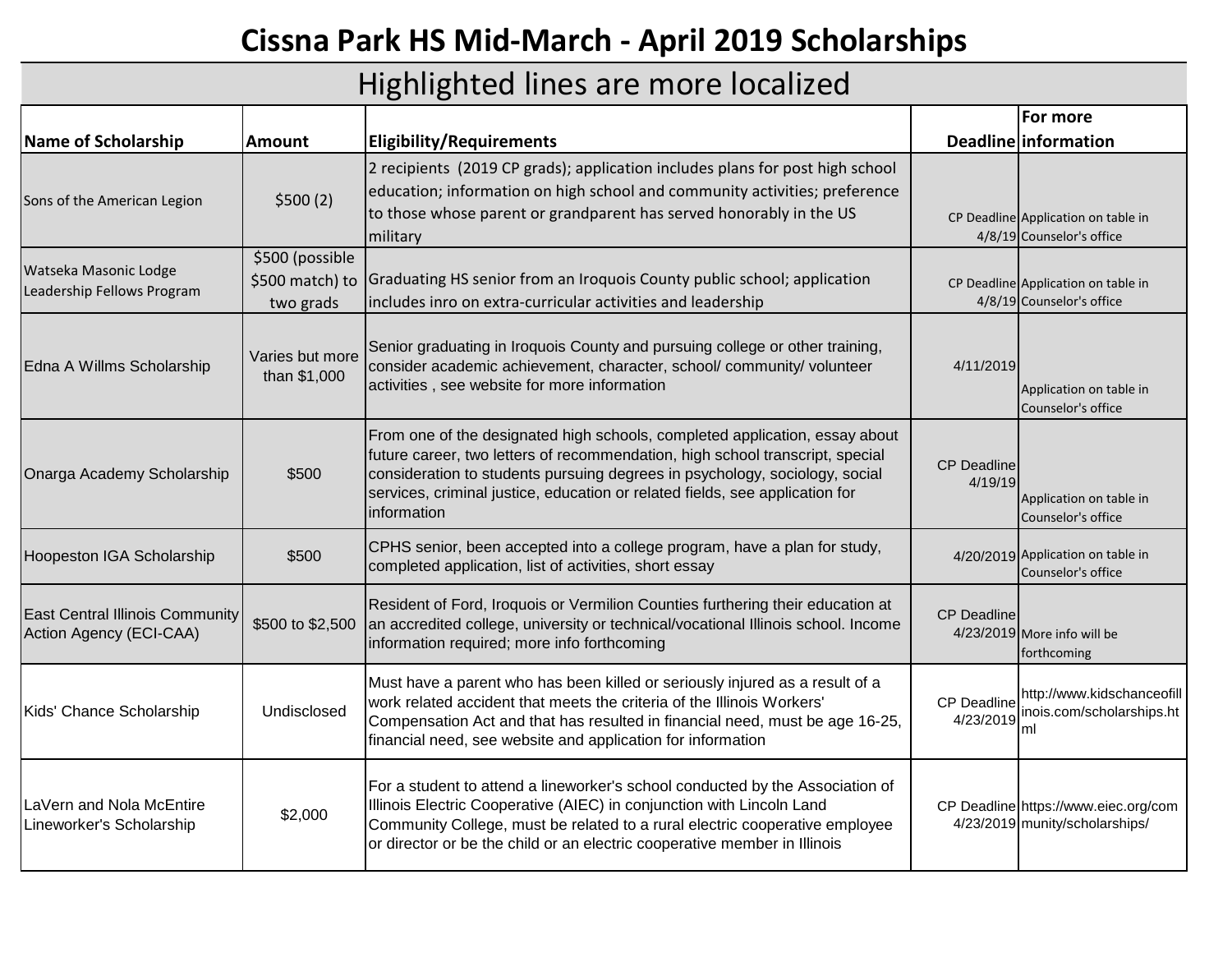# Cissna Park HS Mid-March - April 2019 Scholarships

## Highlighted lines are more localized

| Name of Scholarship | Amount | Eligibility/Requirements | Deadline | For more information |
|---|---|---|---|---|
| Sons of the American Legion | $500 (2) | 2 recipients (2019 CP grads); application includes plans for post high school education; information on high school and community activities; preference to those whose parent or grandparent has served honorably in the US military | CP Deadline 4/8/19 | Application on table in Counselor's office |
| Watseka Masonic Lodge Leadership Fellows Program | $500 (possible $500 match) to two grads | Graduating HS senior from an Iroquois County public school; application includes inro on extra-curricular activities and leadership | CP Deadline 4/8/19 | Application on table in Counselor's office |
| Edna A Willms Scholarship | Varies but more than $1,000 | Senior graduating in Iroquois County and pursuing college or other training, consider academic achievement, character, school/ community/ volunteer activities , see website for more information | 4/11/2019 | Application on table in Counselor's office |
| Onarga Academy Scholarship | $500 | From one of the designated high schools, completed application, essay about future career, two letters of recommendation, high school transcript, special consideration to students pursuing degrees in psychology, sociology, social services, criminal justice, education or related fields, see application for information | CP Deadline 4/19/19 | Application on table in Counselor's office |
| Hoopeston IGA Scholarship | $500 | CPHS senior, been accepted into a college program, have a plan for study, completed application, list of activities, short essay | 4/20/2019 | Application on table in Counselor's office |
| East Central Illinois Community Action Agency (ECI-CAA) | $500 to $2,500 | Resident of Ford, Iroquois or Vermilion Counties furthering their education at an accredited college, university or technical/vocational Illinois school. Income information required; more info forthcoming | CP Deadline 4/23/2019 | More info will be forthcoming |
| Kids' Chance Scholarship | Undisclosed | Must have a parent who has been killed or seriously injured as a result of a work related accident that meets the criteria of the Illinois Workers' Compensation Act and that has resulted in financial need, must be age 16-25, financial need, see website and application for information | CP Deadline 4/23/2019 | http://www.kidschanceofillinois.com/scholarships.html |
| LaVern and Nola McEntire Lineworker's Scholarship | $2,000 | For a student to attend a lineworker's school conducted by the Association of Illinois Electric Cooperative (AIEC) in conjunction with Lincoln Land Community College, must be related to a rural electric cooperative employee or director or be the child or an electric cooperative member in Illinois | CP Deadline 4/23/2019 | https://www.eiec.org/community/scholarships/ |